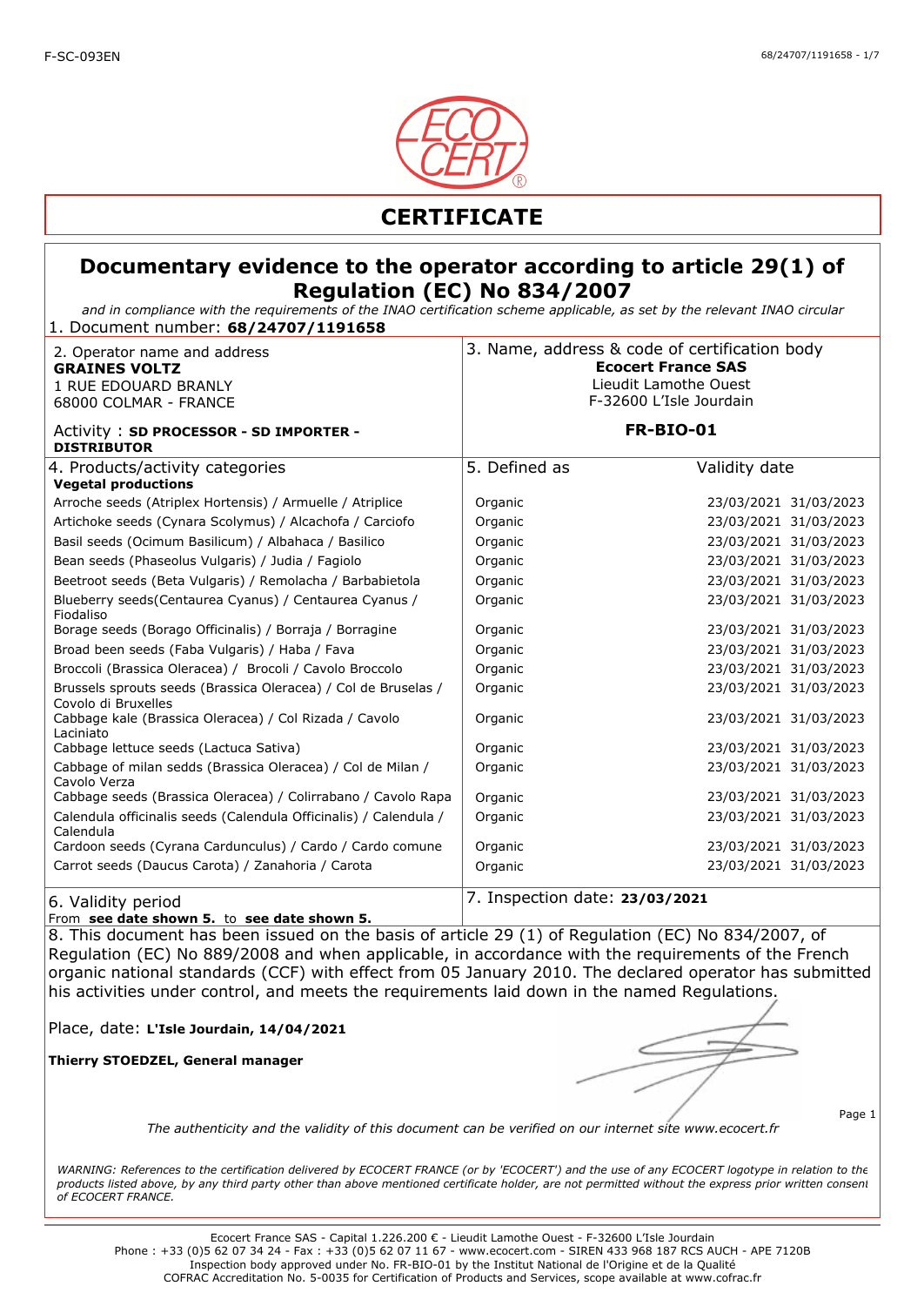# CERTIFICATE

## Documentary evidence to the operator according to article 29(1) of Regulation (EC) No 834/2007

*and in compliance with the requirements of the INAO certification scheme applicable, as set by the relevant INAO circular*

1. Document number: **68/24707/1191658**

| 2. Operator name and address | 3. Name, address & code of certification body |
|---|---|
| **GRAINES VOLTZ**<br>1 RUE EDOUARD BRANLY<br>68000 COLMAR - FRANCE | **Ecocert France SAS**<br>Lieudit Lamothe Ouest<br>F-32600 L'Isle Jourdain |
| Activity : **SD PROCESSOR - SD IMPORTER - DISTRIBUTOR** | **FR-BIO-01** |

| 4. Products/activity categories | 5. Defined as | Validity date | |
|---|---|---|---|
| **Vegetal productions** | | | |
| Arroche seeds (Atriplex Hortensis) / Armuelle / Atriplice | Organic | 23/03/2021 | 31/03/2023 |
| Artichoke seeds (Cynara Scolymus) / Alcachofa / Carciofo | Organic | 23/03/2021 | 31/03/2023 |
| Basil seeds (Ocimum Basilicum) / Albahaca / Basilico | Organic | 23/03/2021 | 31/03/2023 |
| Bean seeds (Phaseolus Vulgaris) / Judia / Fagiolo | Organic | 23/03/2021 | 31/03/2023 |
| Beetroot seeds (Beta Vulgaris) / Remolacha / Barbabietola | Organic | 23/03/2021 | 31/03/2023 |
| Blueberry seeds(Centaurea Cyanus) / Centaurea Cyanus / Fiodaliso | Organic | 23/03/2021 | 31/03/2023 |
| Borage seeds (Borago Officinalis) / Borraja / Borragine | Organic | 23/03/2021 | 31/03/2023 |
| Broad been seeds (Faba Vulgaris) / Haba / Fava | Organic | 23/03/2021 | 31/03/2023 |
| Broccoli (Brassica Oleracea) / Brocoli / Cavolo Broccolo | Organic | 23/03/2021 | 31/03/2023 |
| Brussels sprouts seeds (Brassica Oleracea) / Col de Bruselas / Covolo di Bruxelles | Organic | 23/03/2021 | 31/03/2023 |
| Cabbage kale (Brassica Oleracea) / Col Rizada / Cavolo Laciniato | Organic | 23/03/2021 | 31/03/2023 |
| Cabbage lettuce seeds (Lactuca Sativa) | Organic | 23/03/2021 | 31/03/2023 |
| Cabbage of milan sedds (Brassica Oleracea) / Col de Milan / Cavolo Verza | Organic | 23/03/2021 | 31/03/2023 |
| Cabbage seeds (Brassica Oleracea) / Colirrabano / Cavolo Rapa | Organic | 23/03/2021 | 31/03/2023 |
| Calendula officinalis seeds (Calendula Officinalis) / Calendula / Calendula | Organic | 23/03/2021 | 31/03/2023 |
| Cardoon seeds (Cyrana Cardunculus) / Cardo / Cardo comune | Organic | 23/03/2021 | 31/03/2023 |
| Carrot seeds (Daucus Carota) / Zanahoria / Carota | Organic | 23/03/2021 | 31/03/2023 |

| 6. Validity period | 7. Inspection date: **23/03/2021** |
|---|---|
| From **see date shown 5.** to **see date shown 5.** | |

8. This document has been issued on the basis of article 29 (1) of Regulation (EC) No 834/2007, of Regulation (EC) No 889/2008 and when applicable, in accordance with the requirements of the French organic national standards (CCF) with effect from 05 January 2010. The declared operator has submitted his activities under control, and meets the requirements laid down in the named Regulations.

Place, date: **L'Isle Jourdain, 14/04/2021**

**Thierry STOEDZEL, General manager**

*The authenticity and the validity of this document can be verified on our internet site www.ecocert.fr*

*WARNING: References to the certification delivered by ECOCERT FRANCE (or by 'ECOCERT') and the use of any ECOCERT logotype in relation to the products listed above, by any third party other than above mentioned certificate holder, are not permitted without the express prior written consent of ECOCERT FRANCE.*

Ecocert France SAS - Capital 1.226.200 € - Lieudit Lamothe Ouest - F-32600 L'Isle Jourdain
Phone : +33 (0)5 62 07 34 24 - Fax : +33 (0)5 62 07 11 67 - www.ecocert.com - SIREN 433 968 187 RCS AUCH - APE 7120B
Inspection body approved under No. FR-BIO-01 by the Institut National de l'Origine et de la Qualité
COFRAC Accreditation No. 5-0035 for Certification of Products and Services, scope available at www.cofrac.fr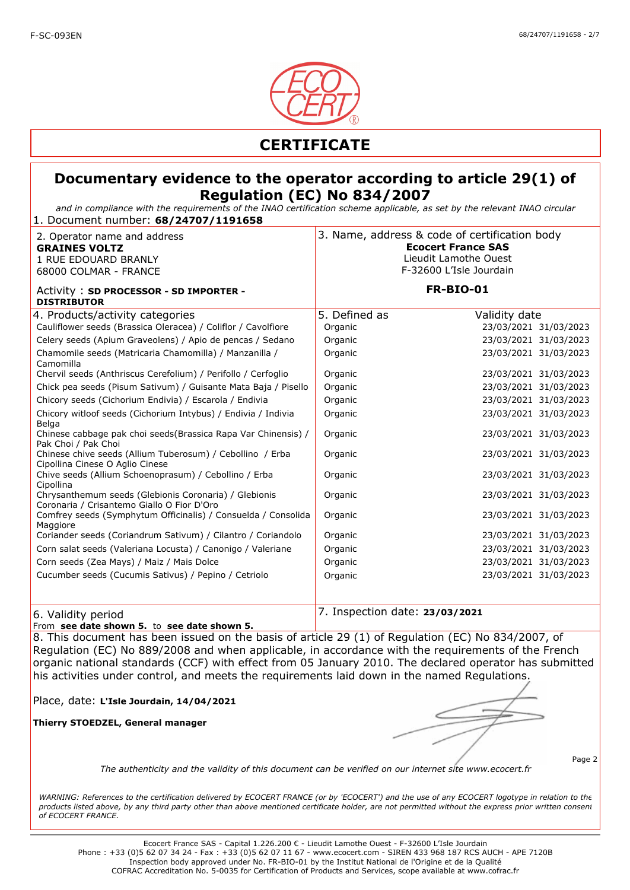# CERTIFICATE

## Documentary evidence to the operator according to article 29(1) of Regulation (EC) No 834/2007

*and in compliance with the requirements of the INAO certification scheme applicable, as set by the relevant INAO circular*

1. Document number: **68/24707/1191658**

| 2. Operator name and address | 3. Name, address & code of certification body |
|---|---|
| **GRAINES VOLTZ**<br>1 RUE EDOUARD BRANLY<br>68000 COLMAR - FRANCE | **Ecocert France SAS**<br>Lieudit Lamothe Ouest<br>F-32600 L'Isle Jourdain |
| Activity : **SD PROCESSOR - SD IMPORTER - DISTRIBUTOR** | **FR-BIO-01** |

| 4. Products/activity categories | 5. Defined as | Validity date | |
|---|---|---|---|
| Cauliflower seeds (Brassica Oleracea) / Coliflor / Cavolfiore | Organic | 23/03/2021 | 31/03/2023 |
| Celery seeds (Apium Graveolens) / Apio de pencas / Sedano | Organic | 23/03/2021 | 31/03/2023 |
| Chamomile seeds (Matricaria Chamomilla) / Manzanilla / Camomilla | Organic | 23/03/2021 | 31/03/2023 |
| Chervil seeds (Anthriscus Cerefolium) / Perifollo / Cerfoglio | Organic | 23/03/2021 | 31/03/2023 |
| Chick pea seeds (Pisum Sativum) / Guisante Mata Baja / Pisello | Organic | 23/03/2021 | 31/03/2023 |
| Chicory seeds (Cichorium Endivia) / Escarola / Endivia | Organic | 23/03/2021 | 31/03/2023 |
| Chicory witloof seeds (Cichorium Intybus) / Endivia / Indivia Belga | Organic | 23/03/2021 | 31/03/2023 |
| Chinese cabbage pak choi seeds(Brassica Rapa Var Chinensis) / Pak Choi / Pak Choi | Organic | 23/03/2021 | 31/03/2023 |
| Chinese chive seeds (Allium Tuberosum) / Cebollino / Erba Cipollina Cinese O Aglio Cinese | Organic | 23/03/2021 | 31/03/2023 |
| Chive seeds (Allium Schoenoprasum) / Cebollino / Erba Cipollina | Organic | 23/03/2021 | 31/03/2023 |
| Chrysanthemum seeds (Glebionis Coronaria) / Glebionis Coronaria / Crisantemo Giallo O Fior D'Oro | Organic | 23/03/2021 | 31/03/2023 |
| Comfrey seeds (Symphytum Officinalis) / Consuelda / Consolida Maggiore | Organic | 23/03/2021 | 31/03/2023 |
| Coriander seeds (Coriandrum Sativum) / Cilantro / Coriandolo | Organic | 23/03/2021 | 31/03/2023 |
| Corn salat seeds (Valeriana Locusta) / Canonigo / Valeriane | Organic | 23/03/2021 | 31/03/2023 |
| Corn seeds (Zea Mays) / Maiz / Mais Dolce | Organic | 23/03/2021 | 31/03/2023 |
| Cucumber seeds (Cucumis Sativus) / Pepino / Cetriolo | Organic | 23/03/2021 | 31/03/2023 |

| 6. Validity period | 7. Inspection date: **23/03/2021** |
|---|---|
| From **see date shown 5.** to **see date shown 5.** | |

8. This document has been issued on the basis of article 29 (1) of Regulation (EC) No 834/2007, of Regulation (EC) No 889/2008 and when applicable, in accordance with the requirements of the French organic national standards (CCF) with effect from 05 January 2010. The declared operator has submitted his activities under control, and meets the requirements laid down in the named Regulations.

Place, date: **L'Isle Jourdain, 14/04/2021**

**Thierry STOEDZEL, General manager**

*The authenticity and the validity of this document can be verified on our internet site www.ecocert.fr*

*WARNING: References to the certification delivered by ECOCERT FRANCE (or by 'ECOCERT') and the use of any ECOCERT logotype in relation to the products listed above, by any third party other than above mentioned certificate holder, are not permitted without the express prior written consent of ECOCERT FRANCE.*

Ecocert France SAS - Capital 1.226.200 € - Lieudit Lamothe Ouest - F-32600 L'Isle Jourdain
Phone : +33 (0)5 62 07 34 24 - Fax : +33 (0)5 62 07 11 67 - www.ecocert.com - SIREN 433 968 187 RCS AUCH - APE 7120B
Inspection body approved under No. FR-BIO-01 by the Institut National de l'Origine et de la Qualité
COFRAC Accreditation No. 5-0035 for Certification of Products and Services, scope available at www.cofrac.fr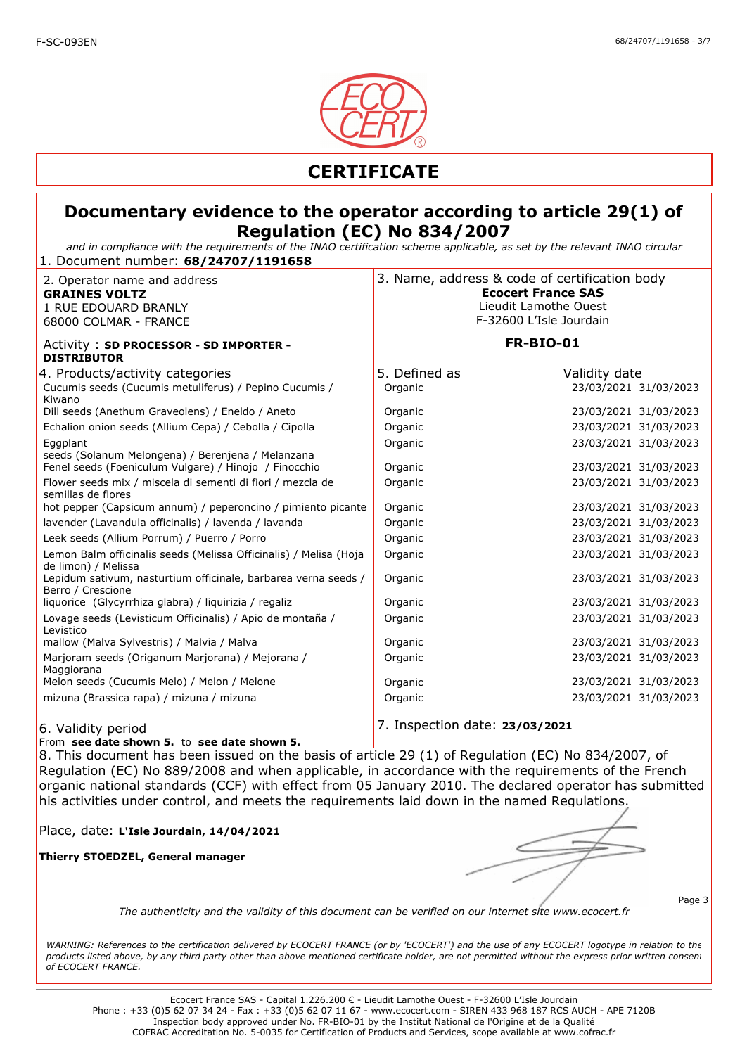# CERTIFICATE

## Documentary evidence to the operator according to article 29(1) of Regulation (EC) No 834/2007

*and in compliance with the requirements of the INAO certification scheme applicable, as set by the relevant INAO circular*

1. Document number: **68/24707/1191658**

| 2. Operator name and address | 3. Name, address & code of certification body |
|---|---|
| **GRAINES VOLTZ**<br>1 RUE EDOUARD BRANLY<br>68000 COLMAR - FRANCE<br><br>Activity : **SD PROCESSOR - SD IMPORTER - DISTRIBUTOR** | **Ecocert France SAS**<br>Lieudit Lamothe Ouest<br>F-32600 L'Isle Jourdain<br><br>**FR-BIO-01** |

| 4. Products/activity categories | 5. Defined as | Validity date | |
|---|---|---|---|
| Cucumis seeds (Cucumis metuliferus) / Pepino Cucumis / Kiwano | Organic | 23/03/2021 | 31/03/2023 |
| Dill seeds (Anethum Graveolens) / Eneldo / Aneto | Organic | 23/03/2021 | 31/03/2023 |
| Echalion onion seeds (Allium Cepa) / Cebolla / Cipolla | Organic | 23/03/2021 | 31/03/2023 |
| Eggplant seeds (Solanum Melongena) / Berenjena / Melanzana | Organic | 23/03/2021 | 31/03/2023 |
| Fenel seeds (Foeniculum Vulgare) / Hinojo / Finocchio | Organic | 23/03/2021 | 31/03/2023 |
| Flower seeds mix / miscela di sementi di fiori / mezcla de semillas de flores | Organic | 23/03/2021 | 31/03/2023 |
| hot pepper (Capsicum annum) / peperoncino / pimiento picante | Organic | 23/03/2021 | 31/03/2023 |
| lavender (Lavandula officinalis) / lavenda / lavanda | Organic | 23/03/2021 | 31/03/2023 |
| Leek seeds (Allium Porrum) / Puerro / Porro | Organic | 23/03/2021 | 31/03/2023 |
| Lemon Balm officinalis seeds (Melissa Officinalis) / Melisa (Hoja de limon) / Melissa | Organic | 23/03/2021 | 31/03/2023 |
| Lepidum sativum, nasturtium officinale, barbarea verna seeds / Berro / Crescione | Organic | 23/03/2021 | 31/03/2023 |
| liquorice (Glycyrrhiza glabra) / liquirizia / regaliz | Organic | 23/03/2021 | 31/03/2023 |
| Lovage seeds (Levisticum Officinalis) / Apio de montaña / Levistico | Organic | 23/03/2021 | 31/03/2023 |
| mallow (Malva Sylvestris) / Malvia / Malva | Organic | 23/03/2021 | 31/03/2023 |
| Marjoram seeds (Origanum Marjorana) / Mejorana / Maggiorana | Organic | 23/03/2021 | 31/03/2023 |
| Melon seeds (Cucumis Melo) / Melon / Melone | Organic | 23/03/2021 | 31/03/2023 |
| mizuna (Brassica rapa) / mizuna / mizuna | Organic | 23/03/2021 | 31/03/2023 |

| 6. Validity period | 7. Inspection date: **23/03/2021** |
|---|---|
| From **see date shown 5.** to **see date shown 5.** | |

8. This document has been issued on the basis of article 29 (1) of Regulation (EC) No 834/2007, of Regulation (EC) No 889/2008 and when applicable, in accordance with the requirements of the French organic national standards (CCF) with effect from 05 January 2010. The declared operator has submitted his activities under control, and meets the requirements laid down in the named Regulations.

Place, date: **L'Isle Jourdain, 14/04/2021**

**Thierry STOEDZEL, General manager**

*The authenticity and the validity of this document can be verified on our internet site www.ecocert.fr*

*WARNING: References to the certification delivered by ECOCERT FRANCE (or by 'ECOCERT') and the use of any ECOCERT logotype in relation to the products listed above, by any third party other than above mentioned certificate holder, are not permitted without the express prior written consent of ECOCERT FRANCE.*

Ecocert France SAS - Capital 1.226.200 € - Lieudit Lamothe Ouest - F-32600 L'Isle Jourdain
Phone : +33 (0)5 62 07 34 24 - Fax : +33 (0)5 62 07 11 67 - www.ecocert.com - SIREN 433 968 187 RCS AUCH - APE 7120B
Inspection body approved under No. FR-BIO-01 by the Institut National de l'Origine et de la Qualité
COFRAC Accreditation No. 5-0035 for Certification of Products and Services, scope available at www.cofrac.fr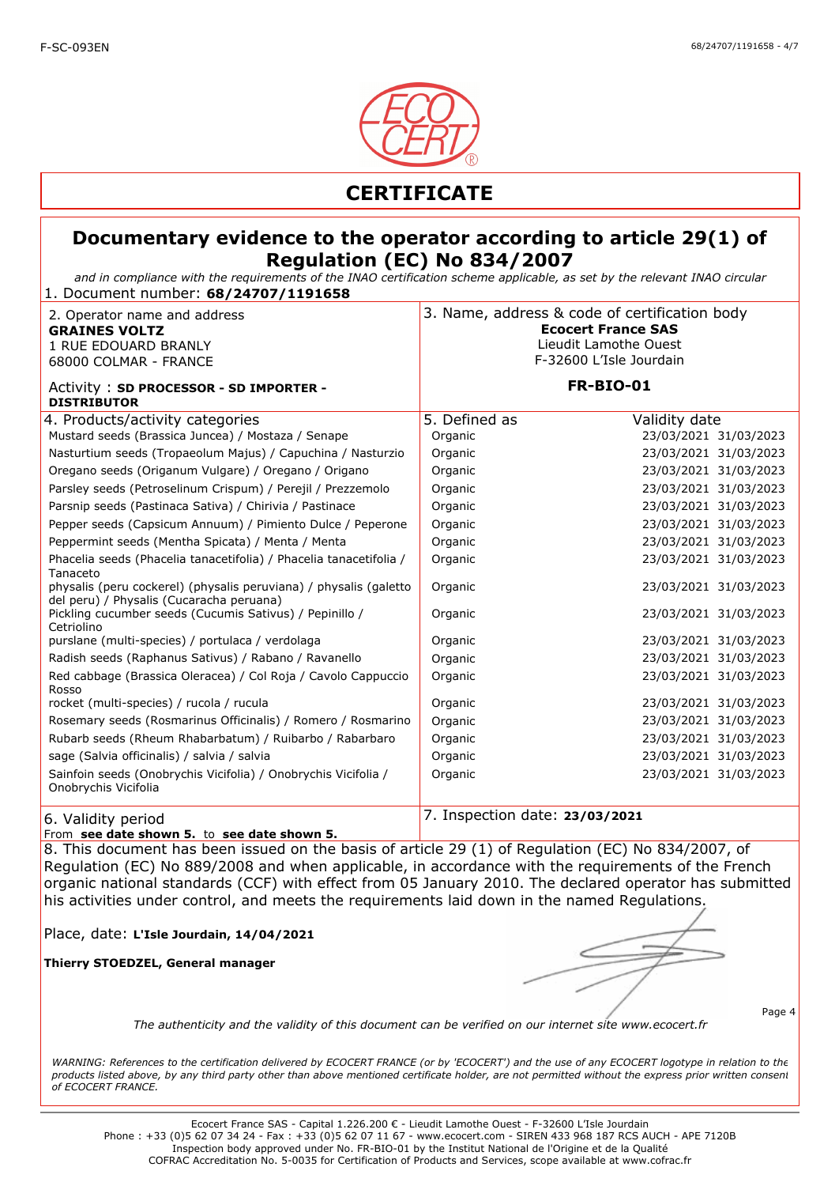# CERTIFICATE

## Documentary evidence to the operator according to article 29(1) of Regulation (EC) No 834/2007

*and in compliance with the requirements of the INAO certification scheme applicable, as set by the relevant INAO circular*

1. Document number: **68/24707/1191658**

| 2. Operator name and address | 3. Name, address & code of certification body |
|---|---|
| **GRAINES VOLTZ**<br>1 RUE EDOUARD BRANLY<br>68000 COLMAR - FRANCE<br><br>Activity : **SD PROCESSOR - SD IMPORTER - DISTRIBUTOR** | **Ecocert France SAS**<br>Lieudit Lamothe Ouest<br>F-32600 L'Isle Jourdain<br><br>**FR-BIO-01** |

| 4. Products/activity categories | 5. Defined as | Validity date | |
|---|---|---|---|
| Mustard seeds (Brassica Juncea) / Mostaza / Senape | Organic | 23/03/2021 | 31/03/2023 |
| Nasturtium seeds (Tropaeolum Majus) / Capuchina / Nasturzio | Organic | 23/03/2021 | 31/03/2023 |
| Oregano seeds (Origanum Vulgare) / Oregano / Origano | Organic | 23/03/2021 | 31/03/2023 |
| Parsley seeds (Petroselinum Crispum) / Perejil / Prezzemolo | Organic | 23/03/2021 | 31/03/2023 |
| Parsnip seeds (Pastinaca Sativa) / Chirivia / Pastinace | Organic | 23/03/2021 | 31/03/2023 |
| Pepper seeds (Capsicum Annuum) / Pimiento Dulce / Peperone | Organic | 23/03/2021 | 31/03/2023 |
| Peppermint seeds (Mentha Spicata) / Menta / Menta | Organic | 23/03/2021 | 31/03/2023 |
| Phacelia seeds (Phacelia tanacetifolia) / Phacelia tanacetifolia / Tanaceto | Organic | 23/03/2021 | 31/03/2023 |
| physalis (peru cockerel) (physalis peruviana) / physalis (galetto del peru) / Physalis (Cucaracha peruana) | Organic | 23/03/2021 | 31/03/2023 |
| Pickling cucumber seeds (Cucumis Sativus) / Pepinillo / Cetriolino | Organic | 23/03/2021 | 31/03/2023 |
| purslane (multi-species) / portulaca / verdolaga | Organic | 23/03/2021 | 31/03/2023 |
| Radish seeds (Raphanus Sativus) / Rabano / Ravanello | Organic | 23/03/2021 | 31/03/2023 |
| Red cabbage (Brassica Oleracea) / Col Roja / Cavolo Cappuccio Rosso | Organic | 23/03/2021 | 31/03/2023 |
| rocket (multi-species) / rucola / rucula | Organic | 23/03/2021 | 31/03/2023 |
| Rosemary seeds (Rosmarinus Officinalis) / Romero / Rosmarino | Organic | 23/03/2021 | 31/03/2023 |
| Rubarb seeds (Rheum Rhabarbatum) / Ruibarbo / Rabarbaro | Organic | 23/03/2021 | 31/03/2023 |
| sage (Salvia officinalis) / salvia / salvia | Organic | 23/03/2021 | 31/03/2023 |
| Sainfoin seeds (Onobrychis Vicifolia) / Onobrychis Vicifolia / Onobrychis Vicifolia | Organic | 23/03/2021 | 31/03/2023 |

| 6. Validity period | 7. Inspection date: **23/03/2021** |
|---|---|
| From **see date shown 5.** to **see date shown 5.** | |

8. This document has been issued on the basis of article 29 (1) of Regulation (EC) No 834/2007, of Regulation (EC) No 889/2008 and when applicable, in accordance with the requirements of the French organic national standards (CCF) with effect from 05 January 2010. The declared operator has submitted his activities under control, and meets the requirements laid down in the named Regulations.

Place, date: **L'Isle Jourdain, 14/04/2021**

**Thierry STOEDZEL, General manager**

*The authenticity and the validity of this document can be verified on our internet site www.ecocert.fr*

*WARNING: References to the certification delivered by ECOCERT FRANCE (or by 'ECOCERT') and the use of any ECOCERT logotype in relation to the products listed above, by any third party other than above mentioned certificate holder, are not permitted without the express prior written consent of ECOCERT FRANCE.*

Ecocert France SAS - Capital 1.226.200 € - Lieudit Lamothe Ouest - F-32600 L'Isle Jourdain
Phone : +33 (0)5 62 07 34 24 - Fax : +33 (0)5 62 07 11 67 - www.ecocert.com - SIREN 433 968 187 RCS AUCH - APE 7120B
Inspection body approved under No. FR-BIO-01 by the Institut National de l'Origine et de la Qualité
COFRAC Accreditation No. 5-0035 for Certification of Products and Services, scope available at www.cofrac.fr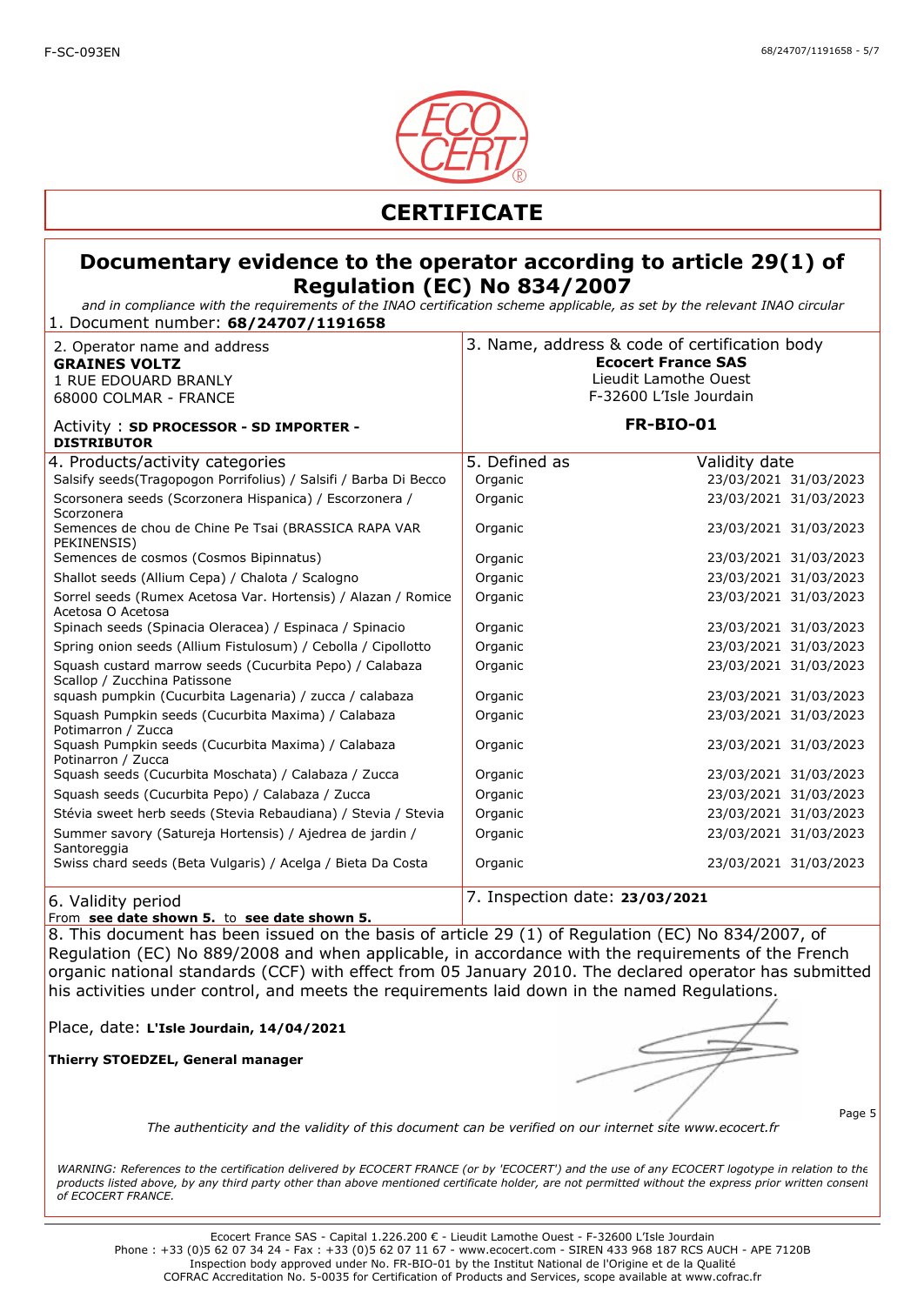# CERTIFICATE

## Documentary evidence to the operator according to article 29(1) of Regulation (EC) No 834/2007

*and in compliance with the requirements of the INAO certification scheme applicable, as set by the relevant INAO circular*

1. Document number: **68/24707/1191658**

| 2. Operator name and address | 3. Name, address & code of certification body |
|---|---|
| **GRAINES VOLTZ**<br>1 RUE EDOUARD BRANLY<br>68000 COLMAR - FRANCE<br><br>Activity : **SD PROCESSOR - SD IMPORTER - DISTRIBUTOR** | **Ecocert France SAS**<br>Lieudit Lamothe Ouest<br>F-32600 L'Isle Jourdain<br><br>**FR-BIO-01** |

| 4. Products/activity categories | 5. Defined as | Validity date | |
|---|---|---|---|
| Salsify seeds(Tragopogon Porrifolius) / Salsifi / Barba Di Becco | Organic | 23/03/2021 | 31/03/2023 |
| Scorsonera seeds (Scorzonera Hispanica) / Escorzonera / Scorzonera | Organic | 23/03/2021 | 31/03/2023 |
| Semences de chou de Chine Pe Tsai (BRASSICA RAPA VAR PEKINENSIS) | Organic | 23/03/2021 | 31/03/2023 |
| Semences de cosmos (Cosmos Bipinnatus) | Organic | 23/03/2021 | 31/03/2023 |
| Shallot seeds (Allium Cepa) / Chalota / Scalogno | Organic | 23/03/2021 | 31/03/2023 |
| Sorrel seeds (Rumex Acetosa Var. Hortensis) / Alazan / Romice Acetosa O Acetosa | Organic | 23/03/2021 | 31/03/2023 |
| Spinach seeds (Spinacia Oleracea) / Espinaca / Spinacio | Organic | 23/03/2021 | 31/03/2023 |
| Spring onion seeds (Allium Fistulosum) / Cebolla / Cipollotto | Organic | 23/03/2021 | 31/03/2023 |
| Squash custard marrow seeds (Cucurbita Pepo) / Calabaza Scallop / Zucchina Patissone | Organic | 23/03/2021 | 31/03/2023 |
| squash pumpkin (Cucurbita Lagenaria) / zucca / calabaza | Organic | 23/03/2021 | 31/03/2023 |
| Squash Pumpkin seeds (Cucurbita Maxima) / Calabaza Potimarron / Zucca | Organic | 23/03/2021 | 31/03/2023 |
| Squash Pumpkin seeds (Cucurbita Maxima) / Calabaza Potinarron / Zucca | Organic | 23/03/2021 | 31/03/2023 |
| Squash seeds (Cucurbita Moschata) / Calabaza / Zucca | Organic | 23/03/2021 | 31/03/2023 |
| Squash seeds (Cucurbita Pepo) / Calabaza / Zucca | Organic | 23/03/2021 | 31/03/2023 |
| Stévia sweet herb seeds (Stevia Rebaudiana) / Stevia / Stevia | Organic | 23/03/2021 | 31/03/2023 |
| Summer savory (Satureja Hortensis) / Ajedrea de jardin / Santoreggia | Organic | 23/03/2021 | 31/03/2023 |
| Swiss chard seeds (Beta Vulgaris) / Acelga / Bieta Da Costa | Organic | 23/03/2021 | 31/03/2023 |

| 6. Validity period | 7. Inspection date: **23/03/2021** |
|---|---|
| From **see date shown 5.** to **see date shown 5.** | |

8. This document has been issued on the basis of article 29 (1) of Regulation (EC) No 834/2007, of Regulation (EC) No 889/2008 and when applicable, in accordance with the requirements of the French organic national standards (CCF) with effect from 05 January 2010. The declared operator has submitted his activities under control, and meets the requirements laid down in the named Regulations.

Place, date: **L'Isle Jourdain, 14/04/2021**

**Thierry STOEDZEL, General manager**

*The authenticity and the validity of this document can be verified on our internet site www.ecocert.fr*

*WARNING: References to the certification delivered by ECOCERT FRANCE (or by 'ECOCERT') and the use of any ECOCERT logotype in relation to the products listed above, by any third party other than above mentioned certificate holder, are not permitted without the express prior written consent of ECOCERT FRANCE.*

Ecocert France SAS - Capital 1.226.200 € - Lieudit Lamothe Ouest - F-32600 L'Isle Jourdain
Phone : +33 (0)5 62 07 34 24 - Fax : +33 (0)5 62 07 11 67 - www.ecocert.com - SIREN 433 968 187 RCS AUCH - APE 7120B
Inspection body approved under No. FR-BIO-01 by the Institut National de l'Origine et de la Qualité
COFRAC Accreditation No. 5-0035 for Certification of Products and Services, scope available at www.cofrac.fr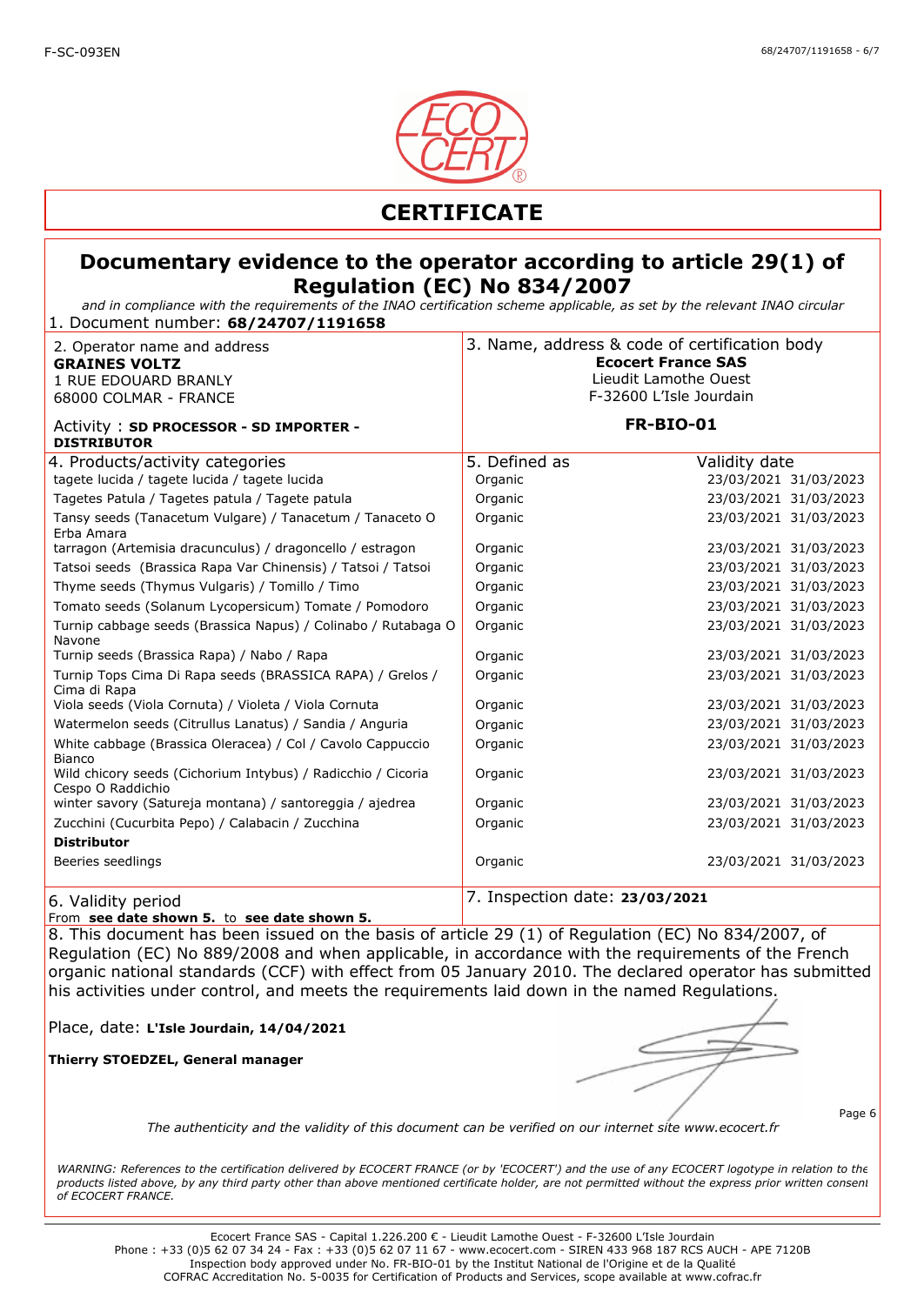# CERTIFICATE

## Documentary evidence to the operator according to article 29(1) of Regulation (EC) No 834/2007

*and in compliance with the requirements of the INAO certification scheme applicable, as set by the relevant INAO circular*

1. Document number: **68/24707/1191658**

| 2. Operator name and address | 3. Name, address & code of certification body |
|---|---|
| **GRAINES VOLTZ**<br>1 RUE EDOUARD BRANLY<br>68000 COLMAR - FRANCE<br><br>Activity : **SD PROCESSOR - SD IMPORTER - DISTRIBUTOR** | **Ecocert France SAS**<br>Lieudit Lamothe Ouest<br>F-32600 L'Isle Jourdain<br><br>**FR-BIO-01** |

| 4. Products/activity categories | 5. Defined as | Validity date | |
|---|---|---|---|
| tagete lucida / tagete lucida / tagete lucida | Organic | 23/03/2021 | 31/03/2023 |
| Tagetes Patula / Tagetes patula / Tagete patula | Organic | 23/03/2021 | 31/03/2023 |
| Tansy seeds (Tanacetum Vulgare) / Tanacetum / Tanaceto O Erba Amara | Organic | 23/03/2021 | 31/03/2023 |
| tarragon (Artemisia dracunculus) / dragoncello / estragon | Organic | 23/03/2021 | 31/03/2023 |
| Tatsoi seeds (Brassica Rapa Var Chinensis) / Tatsoi / Tatsoi | Organic | 23/03/2021 | 31/03/2023 |
| Thyme seeds (Thymus Vulgaris) / Tomillo / Timo | Organic | 23/03/2021 | 31/03/2023 |
| Tomato seeds (Solanum Lycopersicum) Tomate / Pomodoro | Organic | 23/03/2021 | 31/03/2023 |
| Turnip cabbage seeds (Brassica Napus) / Colinabo / Rutabaga O Navone | Organic | 23/03/2021 | 31/03/2023 |
| Turnip seeds (Brassica Rapa) / Nabo / Rapa | Organic | 23/03/2021 | 31/03/2023 |
| Turnip Tops Cima Di Rapa seeds (BRASSICA RAPA) / Grelos / Cima di Rapa | Organic | 23/03/2021 | 31/03/2023 |
| Viola seeds (Viola Cornuta) / Violeta / Viola Cornuta | Organic | 23/03/2021 | 31/03/2023 |
| Watermelon seeds (Citrullus Lanatus) / Sandia / Anguria | Organic | 23/03/2021 | 31/03/2023 |
| White cabbage (Brassica Oleracea) / Col / Cavolo Cappuccio Bianco | Organic | 23/03/2021 | 31/03/2023 |
| Wild chicory seeds (Cichorium Intybus) / Radicchio / Cicoria Cespo O Raddichio | Organic | 23/03/2021 | 31/03/2023 |
| winter savory (Satureja montana) / santoreggia / ajedrea | Organic | 23/03/2021 | 31/03/2023 |
| Zucchini (Cucurbita Pepo) / Calabacin / Zucchina | Organic | 23/03/2021 | 31/03/2023 |
| **Distributor** | | | |
| Beeries seedlings | Organic | 23/03/2021 | 31/03/2023 |

| 6. Validity period | 7. Inspection date: **23/03/2021** |
|---|---|
| From **see date shown 5.** to **see date shown 5.** | |

8. This document has been issued on the basis of article 29 (1) of Regulation (EC) No 834/2007, of Regulation (EC) No 889/2008 and when applicable, in accordance with the requirements of the French organic national standards (CCF) with effect from 05 January 2010. The declared operator has submitted his activities under control, and meets the requirements laid down in the named Regulations.

Place, date: **L'Isle Jourdain, 14/04/2021**

**Thierry STOEDZEL, General manager**

*The authenticity and the validity of this document can be verified on our internet site www.ecocert.fr*

*WARNING: References to the certification delivered by ECOCERT FRANCE (or by 'ECOCERT') and the use of any ECOCERT logotype in relation to the products listed above, by any third party other than above mentioned certificate holder, are not permitted without the express prior written consent of ECOCERT FRANCE.*

Ecocert France SAS - Capital 1.226.200 € - Lieudit Lamothe Ouest - F-32600 L'Isle Jourdain
Phone : +33 (0)5 62 07 34 24 - Fax : +33 (0)5 62 07 11 67 - www.ecocert.com - SIREN 433 968 187 RCS AUCH - APE 7120B
Inspection body approved under No. FR-BIO-01 by the Institut National de l'Origine et de la Qualité
COFRAC Accreditation No. 5-0035 for Certification of Products and Services, scope available at www.cofrac.fr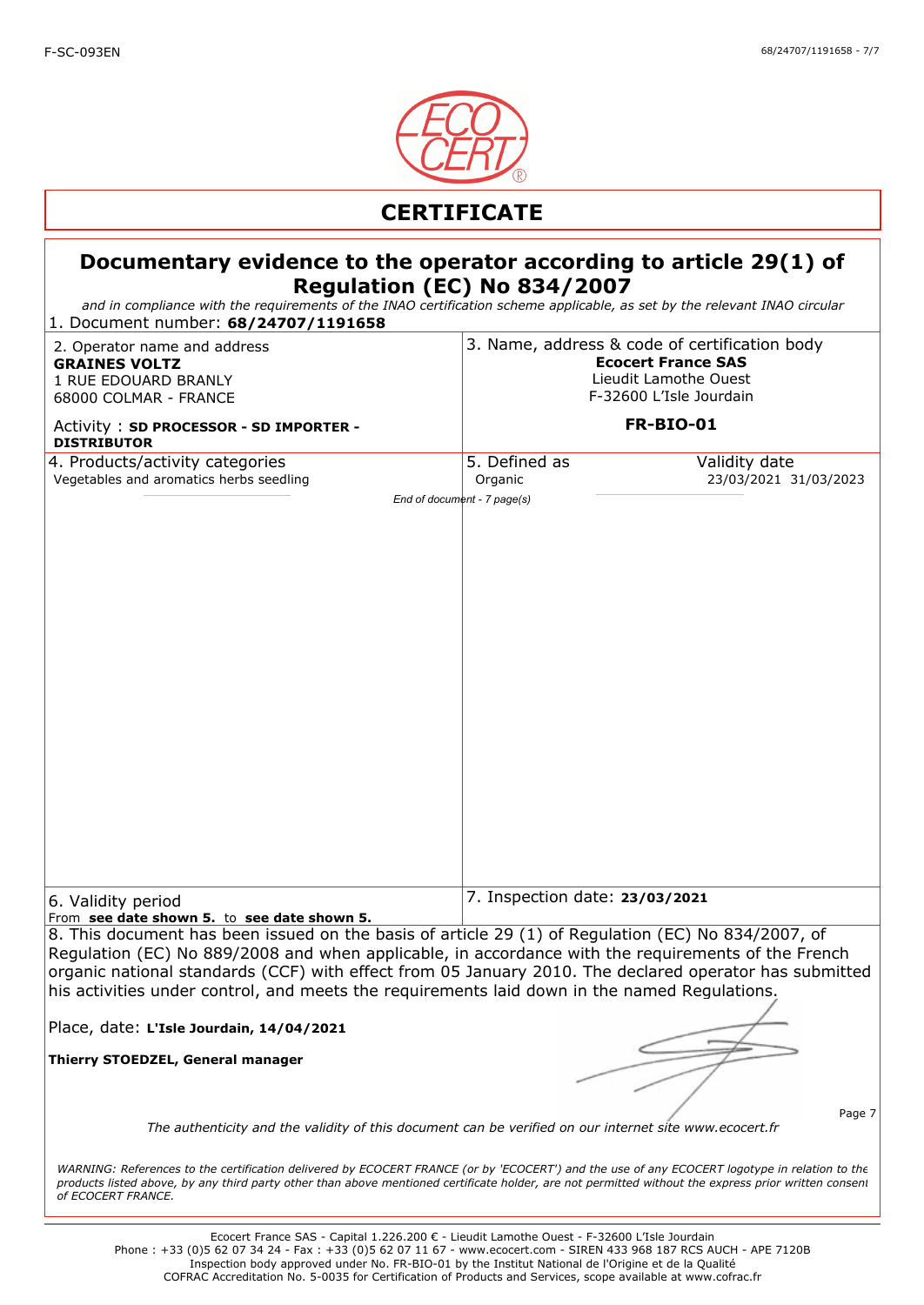# CERTIFICATE

## Documentary evidence to the operator according to article 29(1) of Regulation (EC) No 834/2007

*and in compliance with the requirements of the INAO certification scheme applicable, as set by the relevant INAO circular*

1. Document number: **68/24707/1191658**

| | |
|---|---|
| 2. Operator name and address<br>**GRAINES VOLTZ**<br>1 RUE EDOUARD BRANLY<br>68000 COLMAR - FRANCE<br><br>Activity : **SD PROCESSOR - SD IMPORTER - DISTRIBUTOR** | 3. Name, address & code of certification body<br>**Ecocert France SAS**<br>Lieudit Lamothe Ouest<br>F-32600 L'Isle Jourdain<br><br>**FR-BIO-01** |

| 4. Products/activity categories | 5. Defined as | Validity date |
|---|---|---|
| Vegetables and aromatics herbs seedling | Organic | 23/03/2021 31/03/2023 |

*End of document - 7 page(s)*

| | |
|---|---|
| 6. Validity period<br>From **see date shown 5.** to **see date shown 5.** | 7. Inspection date: **23/03/2021** |

8. This document has been issued on the basis of article 29 (1) of Regulation (EC) No 834/2007, of Regulation (EC) No 889/2008 and when applicable, in accordance with the requirements of the French organic national standards (CCF) with effect from 05 January 2010. The declared operator has submitted his activities under control, and meets the requirements laid down in the named Regulations.

Place, date: **L'Isle Jourdain, 14/04/2021**

**Thierry STOEDZEL, General manager**

*The authenticity and the validity of this document can be verified on our internet site www.ecocert.fr*

*WARNING: References to the certification delivered by ECOCERT FRANCE (or by 'ECOCERT') and the use of any ECOCERT logotype in relation to the products listed above, by any third party other than above mentioned certificate holder, are not permitted without the express prior written consent of ECOCERT FRANCE.*

Ecocert France SAS - Capital 1.226.200 € - Lieudit Lamothe Ouest - F-32600 L'Isle Jourdain
Phone : +33 (0)5 62 07 34 24 - Fax : +33 (0)5 62 07 11 67 - www.ecocert.com - SIREN 433 968 187 RCS AUCH - APE 7120B
Inspection body approved under No. FR-BIO-01 by the Institut National de l'Origine et de la Qualité
COFRAC Accreditation No. 5-0035 for Certification of Products and Services, scope available at www.cofrac.fr